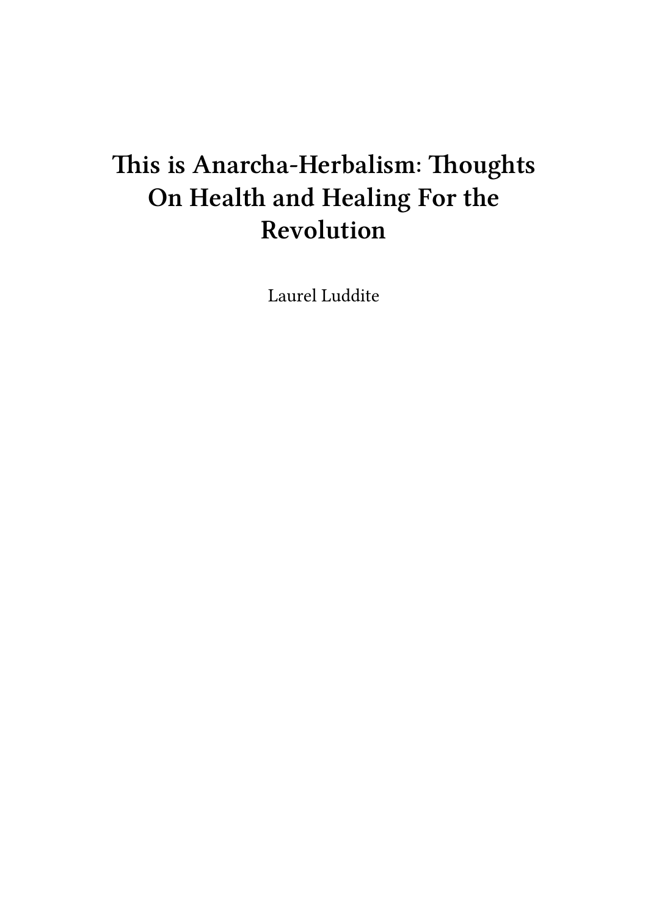# This is Anarcha-Herbalism: Thoughts On Health and Healing For the Revolution

Laurel Luddite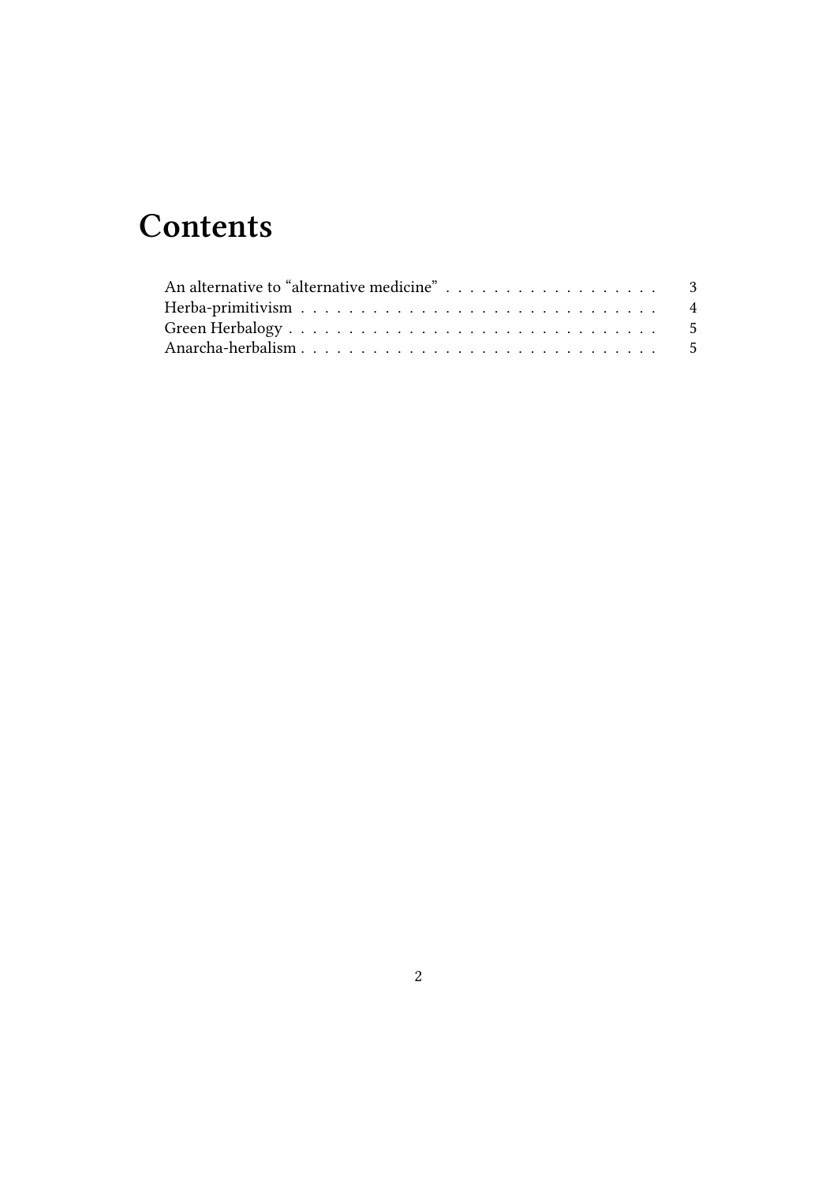# Contents

- An alternative to "alternative medicine" . . . . . . . . . . . . . . . . . . 3
- Herba-primitivism . . . . . . . . . . . . . . . . . . . . . . . . . . . . . . 4
- Green Herbalogy . . . . . . . . . . . . . . . . . . . . . . . . . . . . . . . 5
- Anarcha-herbalism . . . . . . . . . . . . . . . . . . . . . . . . . . . . . . 5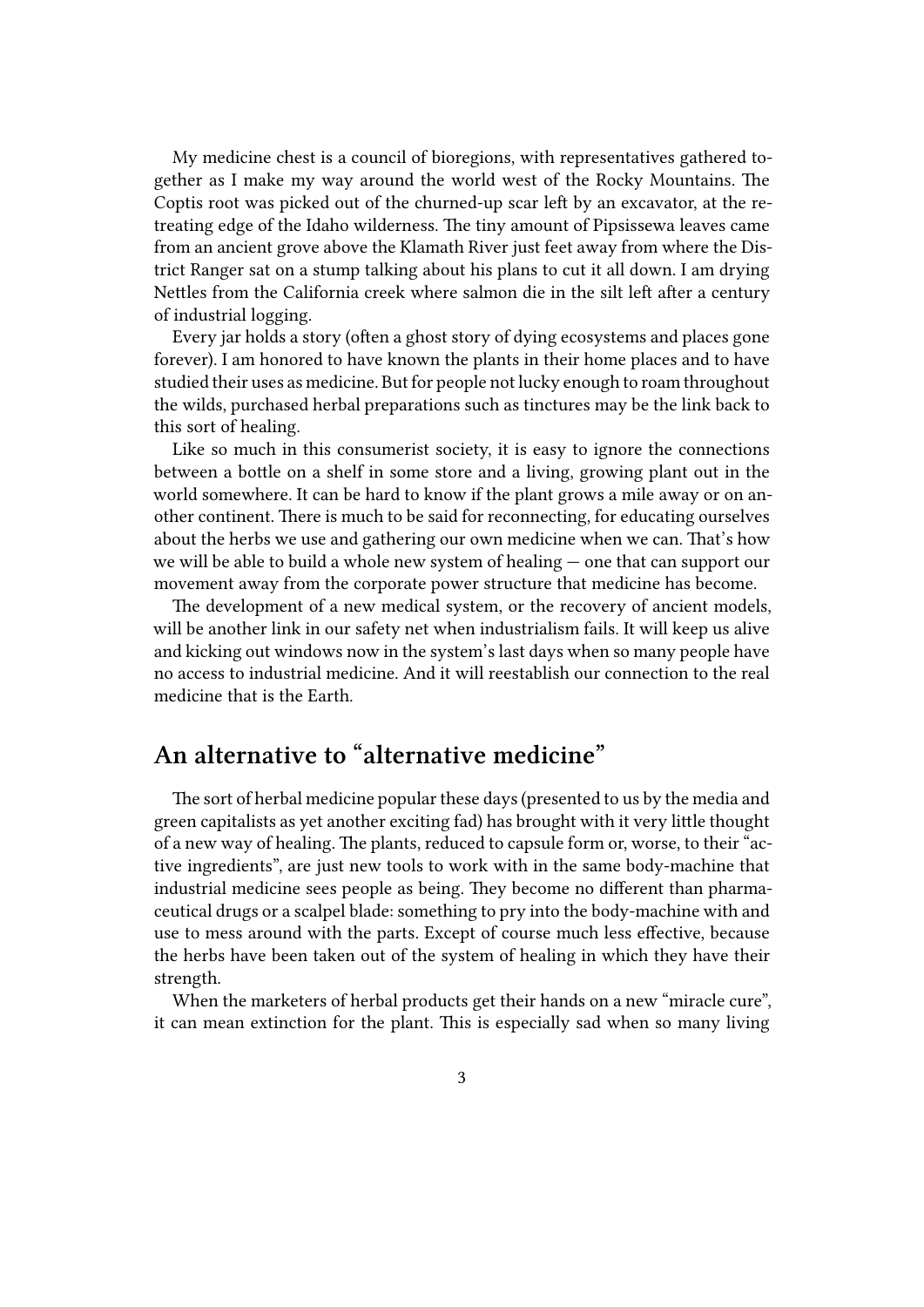My medicine chest is a council of bioregions, with representatives gathered together as I make my way around the world west of the Rocky Mountains. The Coptis root was picked out of the churned-up scar left by an excavator, at the retreating edge of the Idaho wilderness. The tiny amount of Pipsissewa leaves came from an ancient grove above the Klamath River just feet away from where the District Ranger sat on a stump talking about his plans to cut it all down. I am drying Nettles from the California creek where salmon die in the silt left after a century of industrial logging.

Every jar holds a story (often a ghost story of dying ecosystems and places gone forever). I am honored to have known the plants in their home places and to have studied their uses as medicine. But for people not lucky enough to roam throughout the wilds, purchased herbal preparations such as tinctures may be the link back to this sort of healing.

Like so much in this consumerist society, it is easy to ignore the connections between a bottle on a shelf in some store and a living, growing plant out in the world somewhere. It can be hard to know if the plant grows a mile away or on another continent. There is much to be said for reconnecting, for educating ourselves about the herbs we use and gathering our own medicine when we can. That's how we will be able to build a whole new system of healing — one that can support our movement away from the corporate power structure that medicine has become.

The development of a new medical system, or the recovery of ancient models, will be another link in our safety net when industrialism fails. It will keep us alive and kicking out windows now in the system's last days when so many people have no access to industrial medicine. And it will reestablish our connection to the real medicine that is the Earth.

## An alternative to "alternative medicine"

The sort of herbal medicine popular these days (presented to us by the media and green capitalists as yet another exciting fad) has brought with it very little thought of a new way of healing. The plants, reduced to capsule form or, worse, to their "active ingredients", are just new tools to work with in the same body-machine that industrial medicine sees people as being. They become no different than pharmaceutical drugs or a scalpel blade: something to pry into the body-machine with and use to mess around with the parts. Except of course much less effective, because the herbs have been taken out of the system of healing in which they have their strength.

When the marketers of herbal products get their hands on a new "miracle cure", it can mean extinction for the plant. This is especially sad when so many living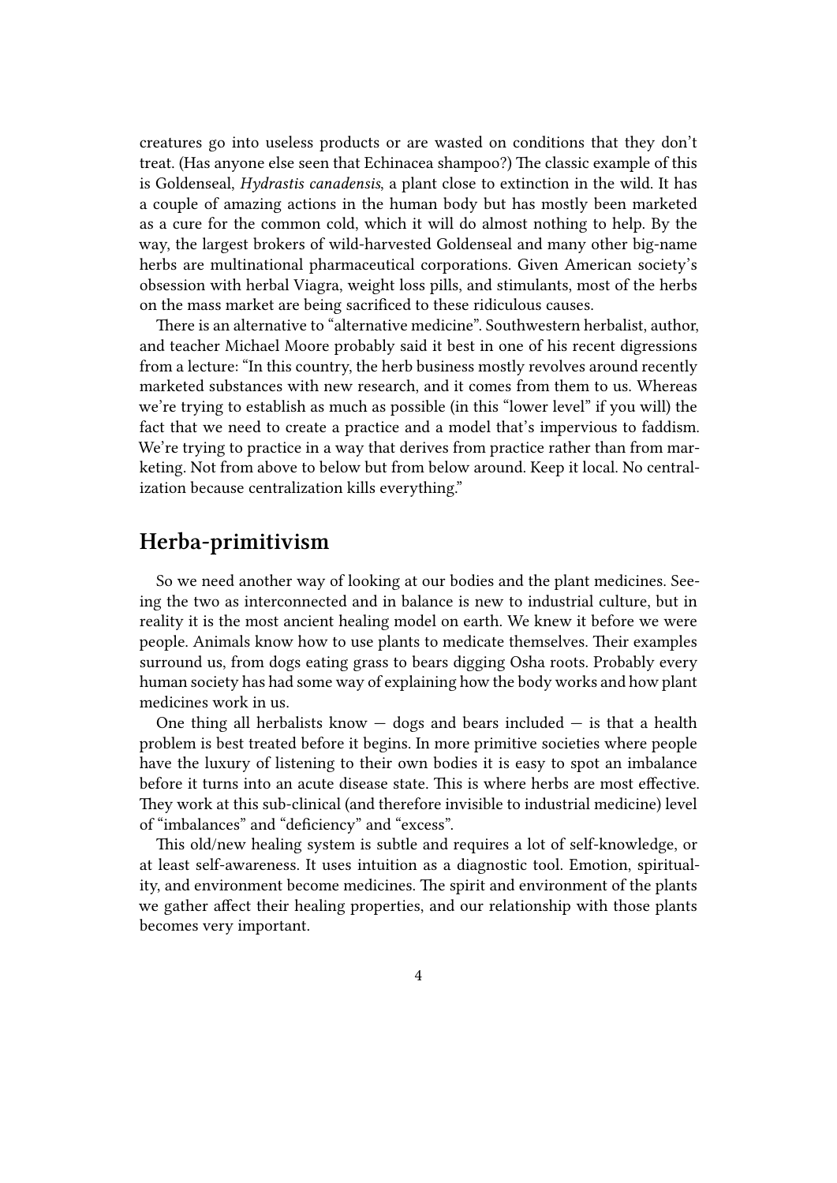creatures go into useless products or are wasted on conditions that they don't treat. (Has anyone else seen that Echinacea shampoo?) The classic example of this is Goldenseal, *Hydrastis canadensis*, a plant close to extinction in the wild. It has a couple of amazing actions in the human body but has mostly been marketed as a cure for the common cold, which it will do almost nothing to help. By the way, the largest brokers of wild-harvested Goldenseal and many other big-name herbs are multinational pharmaceutical corporations. Given American society's obsession with herbal Viagra, weight loss pills, and stimulants, most of the herbs on the mass market are being sacrificed to these ridiculous causes.

There is an alternative to "alternative medicine". Southwestern herbalist, author, and teacher Michael Moore probably said it best in one of his recent digressions from a lecture: "In this country, the herb business mostly revolves around recently marketed substances with new research, and it comes from them to us. Whereas we're trying to establish as much as possible (in this "lower level" if you will) the fact that we need to create a practice and a model that's impervious to faddism. We're trying to practice in a way that derives from practice rather than from marketing. Not from above to below but from below around. Keep it local. No centralization because centralization kills everything."

## Herba-primitivism

So we need another way of looking at our bodies and the plant medicines. Seeing the two as interconnected and in balance is new to industrial culture, but in reality it is the most ancient healing model on earth. We knew it before we were people. Animals know how to use plants to medicate themselves. Their examples surround us, from dogs eating grass to bears digging Osha roots. Probably every human society has had some way of explaining how the body works and how plant medicines work in us.

One thing all herbalists know — dogs and bears included — is that a health problem is best treated before it begins. In more primitive societies where people have the luxury of listening to their own bodies it is easy to spot an imbalance before it turns into an acute disease state. This is where herbs are most effective. They work at this sub-clinical (and therefore invisible to industrial medicine) level of "imbalances" and "deficiency" and "excess".

This old/new healing system is subtle and requires a lot of self-knowledge, or at least self-awareness. It uses intuition as a diagnostic tool. Emotion, spirituality, and environment become medicines. The spirit and environment of the plants we gather affect their healing properties, and our relationship with those plants becomes very important.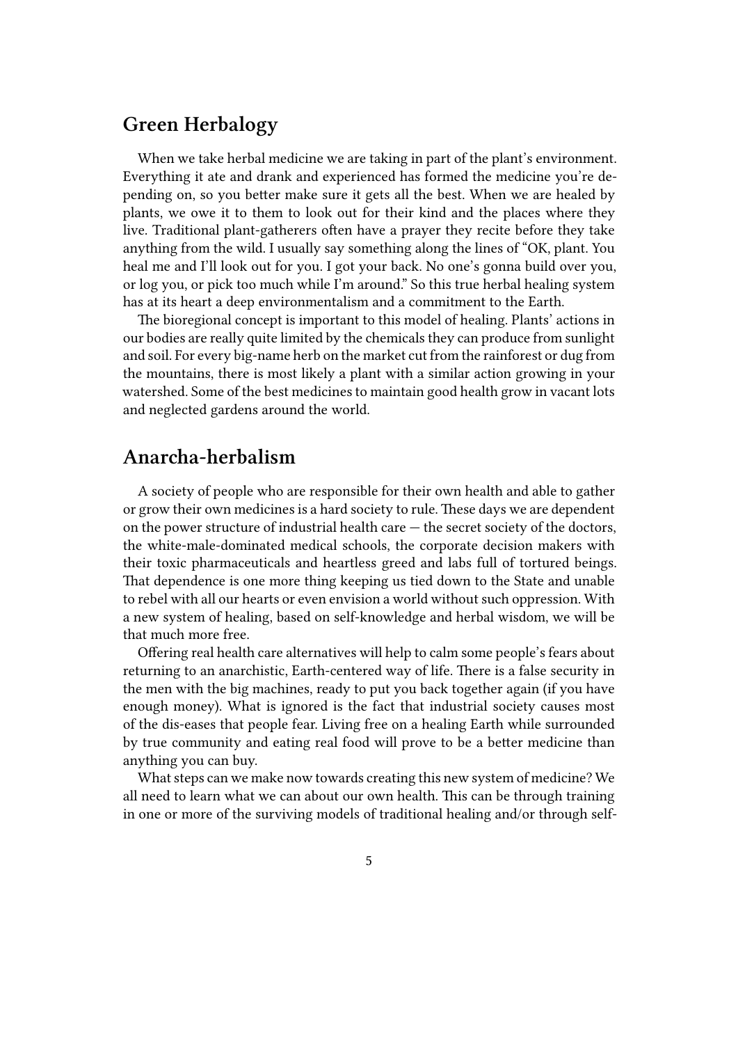## Green Herbalogy

When we take herbal medicine we are taking in part of the plant's environment. Everything it ate and drank and experienced has formed the medicine you're depending on, so you better make sure it gets all the best. When we are healed by plants, we owe it to them to look out for their kind and the places where they live. Traditional plant-gatherers often have a prayer they recite before they take anything from the wild. I usually say something along the lines of "OK, plant. You heal me and I'll look out for you. I got your back. No one's gonna build over you, or log you, or pick too much while I'm around." So this true herbal healing system has at its heart a deep environmentalism and a commitment to the Earth.

The bioregional concept is important to this model of healing. Plants' actions in our bodies are really quite limited by the chemicals they can produce from sunlight and soil. For every big-name herb on the market cut from the rainforest or dug from the mountains, there is most likely a plant with a similar action growing in your watershed. Some of the best medicines to maintain good health grow in vacant lots and neglected gardens around the world.

## Anarcha-herbalism

A society of people who are responsible for their own health and able to gather or grow their own medicines is a hard society to rule. These days we are dependent on the power structure of industrial health care — the secret society of the doctors, the white-male-dominated medical schools, the corporate decision makers with their toxic pharmaceuticals and heartless greed and labs full of tortured beings. That dependence is one more thing keeping us tied down to the State and unable to rebel with all our hearts or even envision a world without such oppression. With a new system of healing, based on self-knowledge and herbal wisdom, we will be that much more free.

Offering real health care alternatives will help to calm some people's fears about returning to an anarchistic, Earth-centered way of life. There is a false security in the men with the big machines, ready to put you back together again (if you have enough money). What is ignored is the fact that industrial society causes most of the dis-eases that people fear. Living free on a healing Earth while surrounded by true community and eating real food will prove to be a better medicine than anything you can buy.

What steps can we make now towards creating this new system of medicine? We all need to learn what we can about our own health. This can be through training in one or more of the surviving models of traditional healing and/or through self-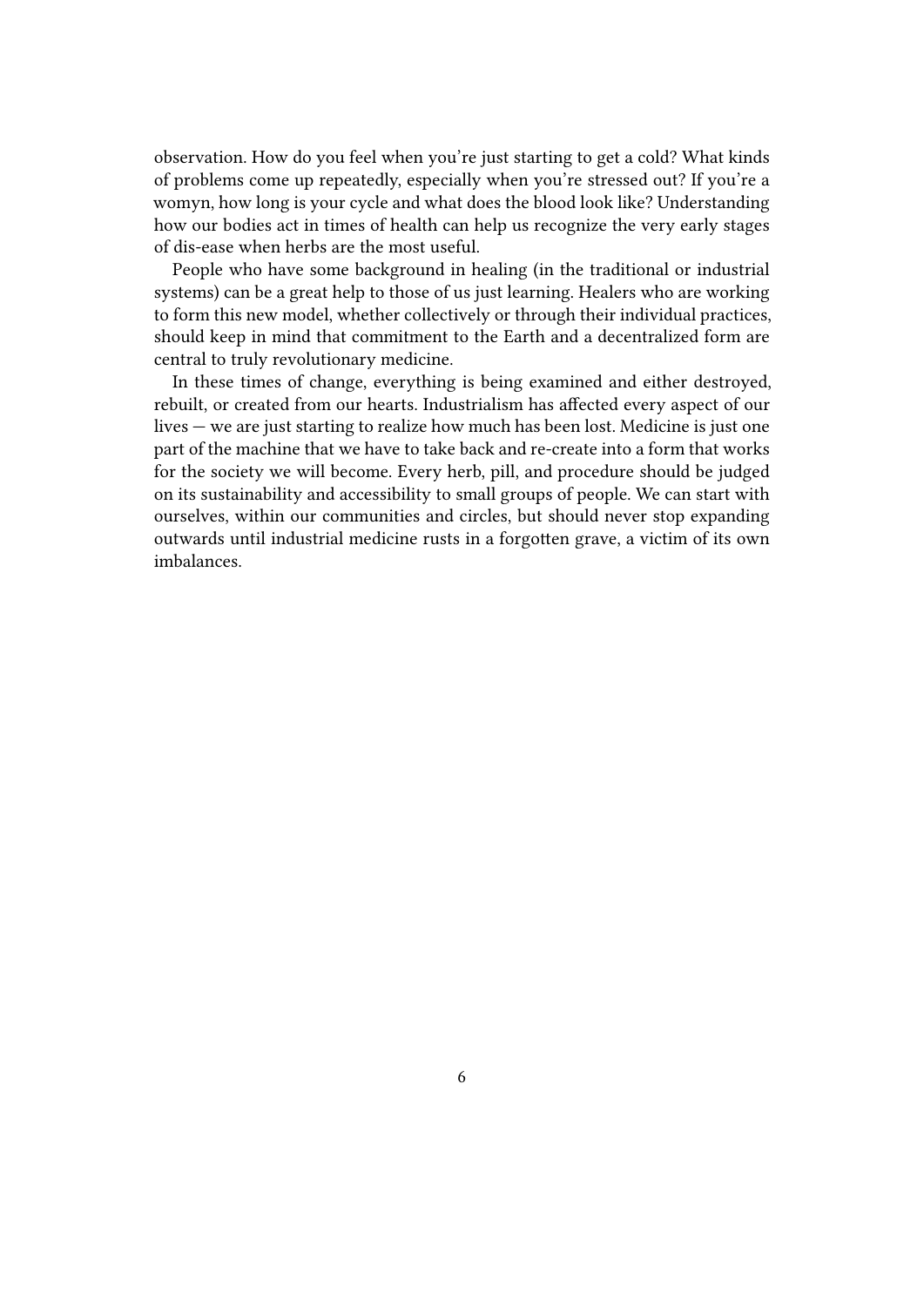observation. How do you feel when you're just starting to get a cold? What kinds of problems come up repeatedly, especially when you're stressed out? If you're a womyn, how long is your cycle and what does the blood look like? Understanding how our bodies act in times of health can help us recognize the very early stages of dis-ease when herbs are the most useful.

People who have some background in healing (in the traditional or industrial systems) can be a great help to those of us just learning. Healers who are working to form this new model, whether collectively or through their individual practices, should keep in mind that commitment to the Earth and a decentralized form are central to truly revolutionary medicine.

In these times of change, everything is being examined and either destroyed, rebuilt, or created from our hearts. Industrialism has affected every aspect of our lives — we are just starting to realize how much has been lost. Medicine is just one part of the machine that we have to take back and re-create into a form that works for the society we will become. Every herb, pill, and procedure should be judged on its sustainability and accessibility to small groups of people. We can start with ourselves, within our communities and circles, but should never stop expanding outwards until industrial medicine rusts in a forgotten grave, a victim of its own imbalances.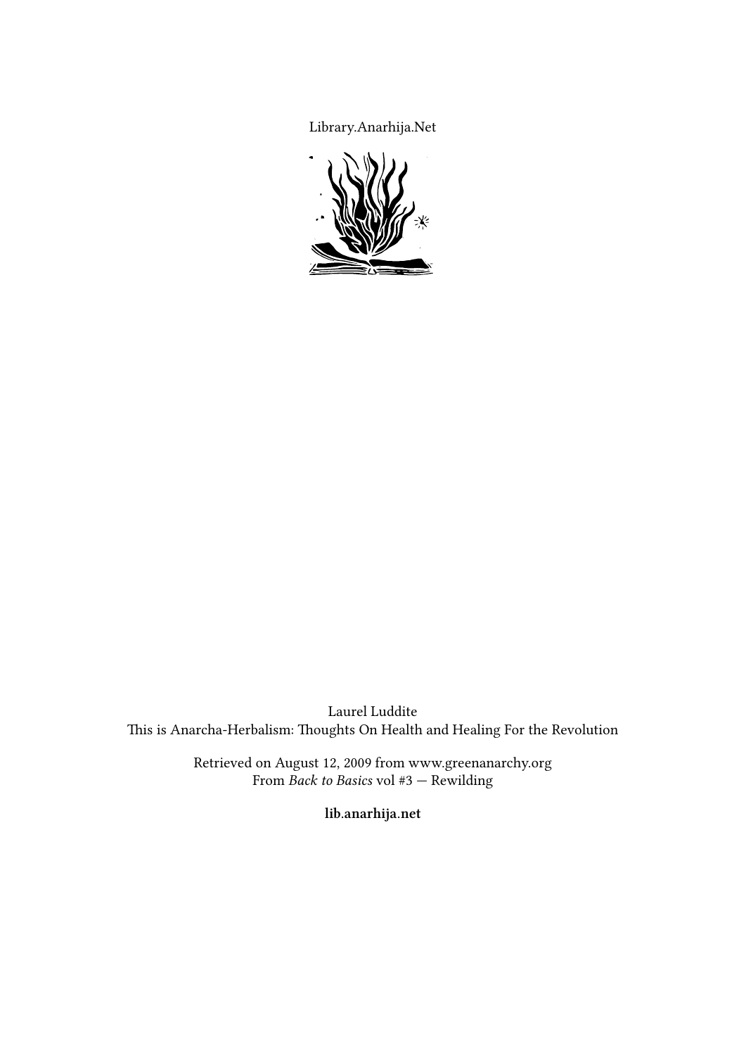Library.Anarhija.Net

Laurel Luddite
This is Anarcha-Herbalism: Thoughts On Health and Healing For the Revolution

Retrieved on August 12, 2009 from www.greenanarchy.org
From *Back to Basics* vol #3 — Rewilding

**lib.anarhija.net**